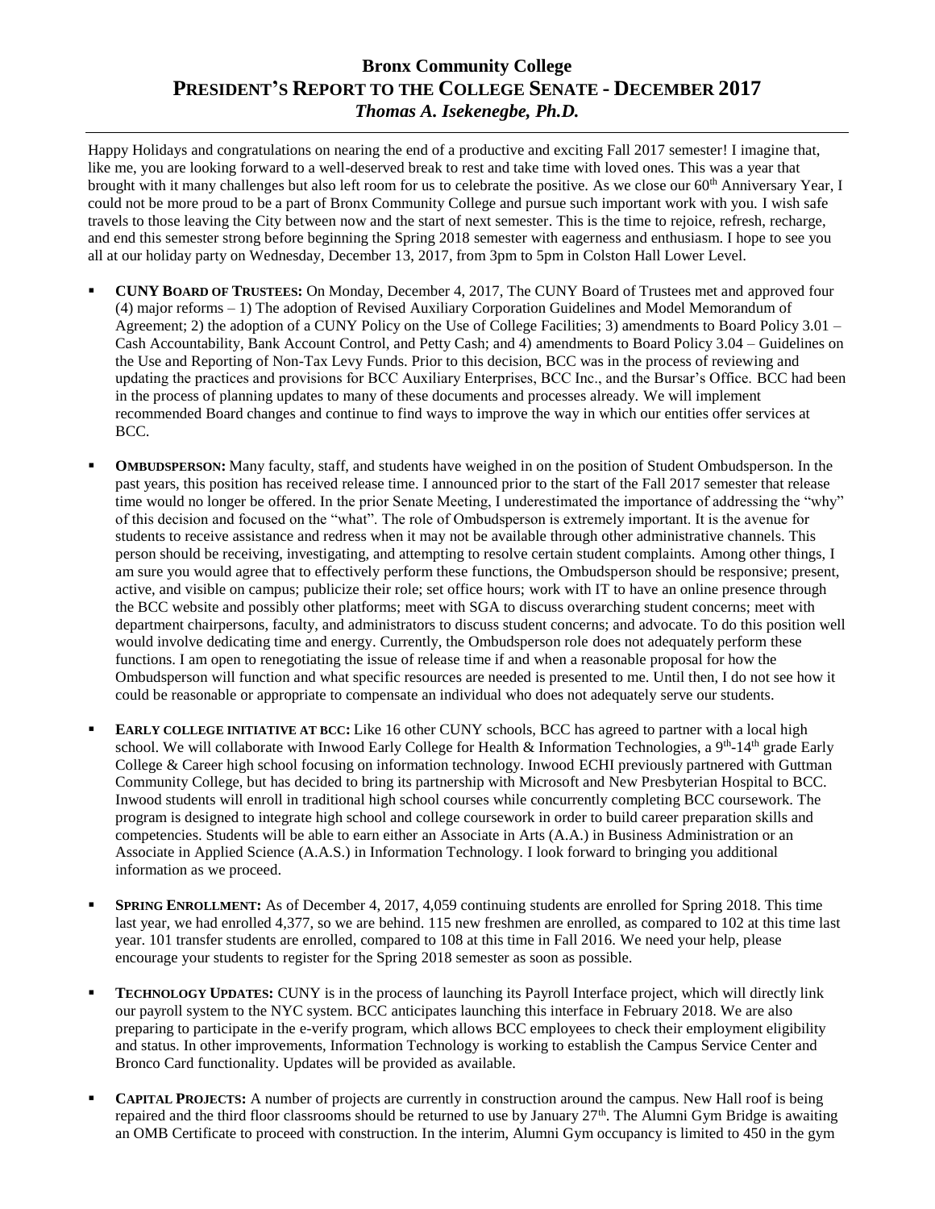# Bronx Community College

## PRESIDENT'S REPORT TO THE COLLEGE SENATE - DECEMBER 2017

### *Thomas A. Isekenegbe, Ph.D.*

Happy Holidays and congratulations on nearing the end of a productive and exciting Fall 2017 semester! I imagine that, like me, you are looking forward to a well-deserved break to rest and take time with loved ones. This was a year that brought with it many challenges but also left room for us to celebrate the positive. As we close our 60th Anniversary Year, I could not be more proud to be a part of Bronx Community College and pursue such important work with you. I wish safe travels to those leaving the City between now and the start of next semester. This is the time to rejoice, refresh, recharge, and end this semester strong before beginning the Spring 2018 semester with eagerness and enthusiasm. I hope to see you all at our holiday party on Wednesday, December 13, 2017, from 3pm to 5pm in Colston Hall Lower Level.

- **CUNY BOARD OF TRUSTEES:** On Monday, December 4, 2017, The CUNY Board of Trustees met and approved four (4) major reforms – 1) The adoption of Revised Auxiliary Corporation Guidelines and Model Memorandum of Agreement; 2) the adoption of a CUNY Policy on the Use of College Facilities; 3) amendments to Board Policy 3.01 – Cash Accountability, Bank Account Control, and Petty Cash; and 4) amendments to Board Policy 3.04 – Guidelines on the Use and Reporting of Non-Tax Levy Funds. Prior to this decision, BCC was in the process of reviewing and updating the practices and provisions for BCC Auxiliary Enterprises, BCC Inc., and the Bursar's Office. BCC had been in the process of planning updates to many of these documents and processes already. We will implement recommended Board changes and continue to find ways to improve the way in which our entities offer services at BCC.

- **OMBUDSPERSON:** Many faculty, staff, and students have weighed in on the position of Student Ombudsperson. In the past years, this position has received release time. I announced prior to the start of the Fall 2017 semester that release time would no longer be offered. In the prior Senate Meeting, I underestimated the importance of addressing the "why" of this decision and focused on the "what". The role of Ombudsperson is extremely important. It is the avenue for students to receive assistance and redress when it may not be available through other administrative channels. This person should be receiving, investigating, and attempting to resolve certain student complaints. Among other things, I am sure you would agree that to effectively perform these functions, the Ombudsperson should be responsive; present, active, and visible on campus; publicize their role; set office hours; work with IT to have an online presence through the BCC website and possibly other platforms; meet with SGA to discuss overarching student concerns; meet with department chairpersons, faculty, and administrators to discuss student concerns; and advocate. To do this position well would involve dedicating time and energy. Currently, the Ombudsperson role does not adequately perform these functions. I am open to renegotiating the issue of release time if and when a reasonable proposal for how the Ombudsperson will function and what specific resources are needed is presented to me. Until then, I do not see how it could be reasonable or appropriate to compensate an individual who does not adequately serve our students.

- **EARLY COLLEGE INITIATIVE AT BCC:** Like 16 other CUNY schools, BCC has agreed to partner with a local high school. We will collaborate with Inwood Early College for Health & Information Technologies, a 9th-14th grade Early College & Career high school focusing on information technology. Inwood ECHI previously partnered with Guttman Community College, but has decided to bring its partnership with Microsoft and New Presbyterian Hospital to BCC. Inwood students will enroll in traditional high school courses while concurrently completing BCC coursework. The program is designed to integrate high school and college coursework in order to build career preparation skills and competencies. Students will be able to earn either an Associate in Arts (A.A.) in Business Administration or an Associate in Applied Science (A.A.S.) in Information Technology. I look forward to bringing you additional information as we proceed.

- **SPRING ENROLLMENT:** As of December 4, 2017, 4,059 continuing students are enrolled for Spring 2018. This time last year, we had enrolled 4,377, so we are behind. 115 new freshmen are enrolled, as compared to 102 at this time last year. 101 transfer students are enrolled, compared to 108 at this time in Fall 2016. We need your help, please encourage your students to register for the Spring 2018 semester as soon as possible.

- **TECHNOLOGY UPDATES:** CUNY is in the process of launching its Payroll Interface project, which will directly link our payroll system to the NYC system. BCC anticipates launching this interface in February 2018. We are also preparing to participate in the e-verify program, which allows BCC employees to check their employment eligibility and status. In other improvements, Information Technology is working to establish the Campus Service Center and Bronco Card functionality. Updates will be provided as available.

- **CAPITAL PROJECTS:** A number of projects are currently in construction around the campus. New Hall roof is being repaired and the third floor classrooms should be returned to use by January 27th. The Alumni Gym Bridge is awaiting an OMB Certificate to proceed with construction. In the interim, Alumni Gym occupancy is limited to 450 in the gym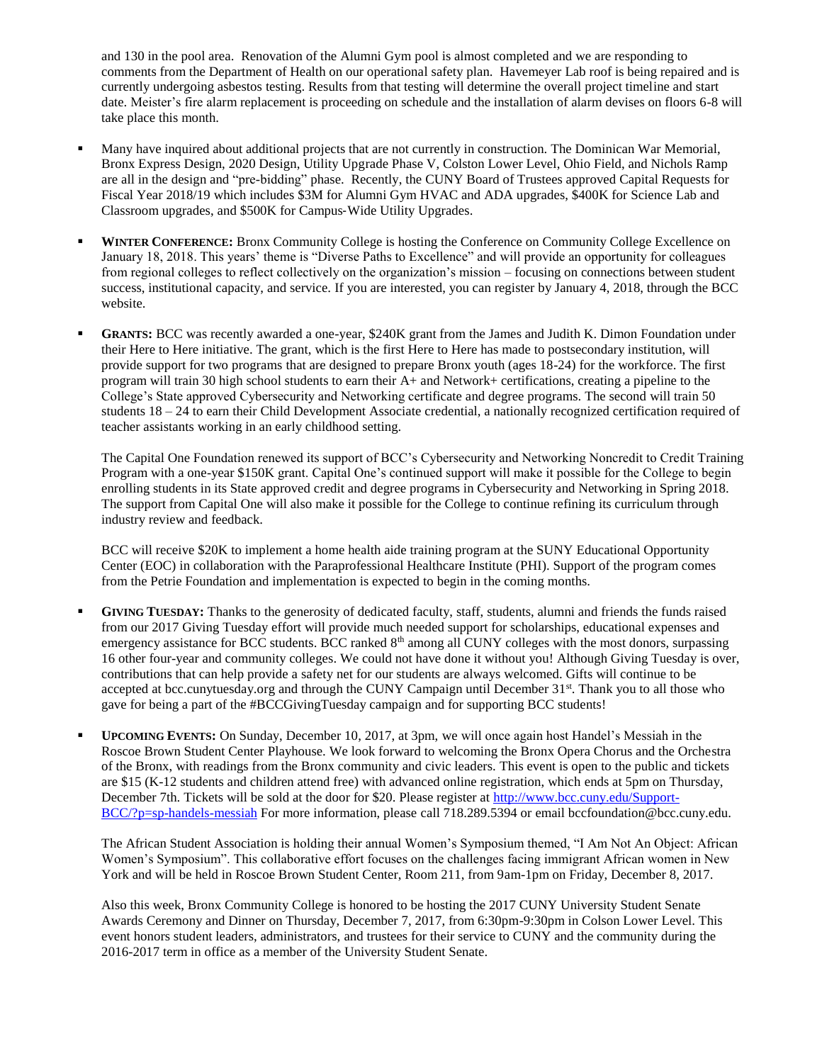and 130 in the pool area. Renovation of the Alumni Gym pool is almost completed and we are responding to comments from the Department of Health on our operational safety plan. Havemeyer Lab roof is being repaired and is currently undergoing asbestos testing. Results from that testing will determine the overall project timeline and start date. Meister's fire alarm replacement is proceeding on schedule and the installation of alarm devises on floors 6-8 will take place this month.

- Many have inquired about additional projects that are not currently in construction. The Dominican War Memorial, Bronx Express Design, 2020 Design, Utility Upgrade Phase V, Colston Lower Level, Ohio Field, and Nichols Ramp are all in the design and "pre-bidding" phase. Recently, the CUNY Board of Trustees approved Capital Requests for Fiscal Year 2018/19 which includes $3M for Alumni Gym HVAC and ADA upgrades, $400K for Science Lab and Classroom upgrades, and $500K for Campus-Wide Utility Upgrades.

- **WINTER CONFERENCE:** Bronx Community College is hosting the Conference on Community College Excellence on January 18, 2018. This years' theme is "Diverse Paths to Excellence" and will provide an opportunity for colleagues from regional colleges to reflect collectively on the organization's mission – focusing on connections between student success, institutional capacity, and service. If you are interested, you can register by January 4, 2018, through the BCC website.

- **GRANTS:** BCC was recently awarded a one-year, $240K grant from the James and Judith K. Dimon Foundation under their Here to Here initiative. The grant, which is the first Here to Here has made to postsecondary institution, will provide support for two programs that are designed to prepare Bronx youth (ages 18-24) for the workforce. The first program will train 30 high school students to earn their A+ and Network+ certifications, creating a pipeline to the College's State approved Cybersecurity and Networking certificate and degree programs. The second will train 50 students 18 – 24 to earn their Child Development Associate credential, a nationally recognized certification required of teacher assistants working in an early childhood setting.

  The Capital One Foundation renewed its support of BCC's Cybersecurity and Networking Noncredit to Credit Training Program with a one-year $150K grant. Capital One's continued support will make it possible for the College to begin enrolling students in its State approved credit and degree programs in Cybersecurity and Networking in Spring 2018. The support from Capital One will also make it possible for the College to continue refining its curriculum through industry review and feedback.

  BCC will receive $20K to implement a home health aide training program at the SUNY Educational Opportunity Center (EOC) in collaboration with the Paraprofessional Healthcare Institute (PHI). Support of the program comes from the Petrie Foundation and implementation is expected to begin in the coming months.

- **GIVING TUESDAY:** Thanks to the generosity of dedicated faculty, staff, students, alumni and friends the funds raised from our 2017 Giving Tuesday effort will provide much needed support for scholarships, educational expenses and emergency assistance for BCC students. BCC ranked 8th among all CUNY colleges with the most donors, surpassing 16 other four-year and community colleges. We could not have done it without you! Although Giving Tuesday is over, contributions that can help provide a safety net for our students are always welcomed. Gifts will continue to be accepted at bcc.cunytuesday.org and through the CUNY Campaign until December 31st. Thank you to all those who gave for being a part of the #BCCGivingTuesday campaign and for supporting BCC students!

- **UPCOMING EVENTS:** On Sunday, December 10, 2017, at 3pm, we will once again host Handel's Messiah in the Roscoe Brown Student Center Playhouse. We look forward to welcoming the Bronx Opera Chorus and the Orchestra of the Bronx, with readings from the Bronx community and civic leaders. This event is open to the public and tickets are $15 (K-12 students and children attend free) with advanced online registration, which ends at 5pm on Thursday, December 7th. Tickets will be sold at the door for $20. Please register at [http://www.bcc.cuny.edu/Support-BCC/?p=sp-handels-messiah](http://www.bcc.cuny.edu/Support-BCC/?p=sp-handels-messiah) For more information, please call 718.289.5394 or email bccfoundation@bcc.cuny.edu.

  The African Student Association is holding their annual Women's Symposium themed, "I Am Not An Object: African Women's Symposium". This collaborative effort focuses on the challenges facing immigrant African women in New York and will be held in Roscoe Brown Student Center, Room 211, from 9am-1pm on Friday, December 8, 2017.

  Also this week, Bronx Community College is honored to be hosting the 2017 CUNY University Student Senate Awards Ceremony and Dinner on Thursday, December 7, 2017, from 6:30pm-9:30pm in Colson Lower Level. This event honors student leaders, administrators, and trustees for their service to CUNY and the community during the 2016-2017 term in office as a member of the University Student Senate.